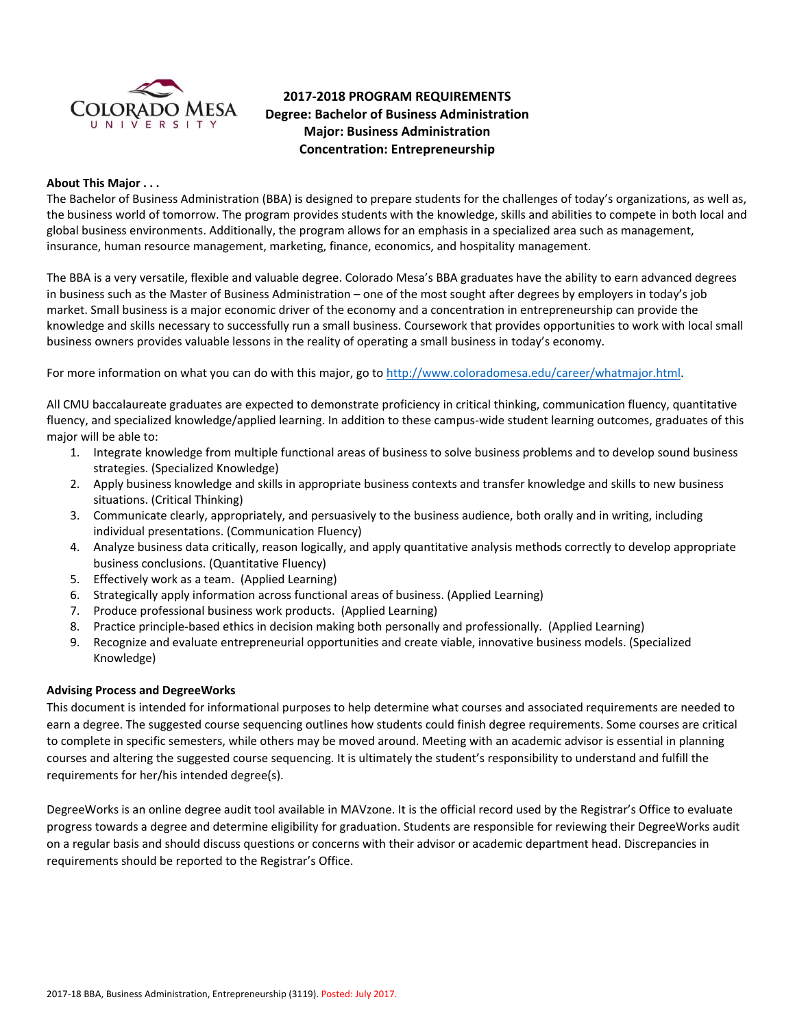COLORADO MESA UNIVERSITY

# 2017-2018 PROGRAM REQUIREMENTS
## Degree: Bachelor of Business Administration
## Major: Business Administration
## Concentration: Entrepreneurship

**About This Major . . .**

The Bachelor of Business Administration (BBA) is designed to prepare students for the challenges of today's organizations, as well as, the business world of tomorrow. The program provides students with the knowledge, skills and abilities to compete in both local and global business environments. Additionally, the program allows for an emphasis in a specialized area such as management, insurance, human resource management, marketing, finance, economics, and hospitality management.

The BBA is a very versatile, flexible and valuable degree. Colorado Mesa's BBA graduates have the ability to earn advanced degrees in business such as the Master of Business Administration – one of the most sought after degrees by employers in today's job market. Small business is a major economic driver of the economy and a concentration in entrepreneurship can provide the knowledge and skills necessary to successfully run a small business. Coursework that provides opportunities to work with local small business owners provides valuable lessons in the reality of operating a small business in today's economy.

For more information on what you can do with this major, go to http://www.coloradomesa.edu/career/whatmajor.html.

All CMU baccalaureate graduates are expected to demonstrate proficiency in critical thinking, communication fluency, quantitative fluency, and specialized knowledge/applied learning. In addition to these campus-wide student learning outcomes, graduates of this major will be able to:

1. Integrate knowledge from multiple functional areas of business to solve business problems and to develop sound business strategies. (Specialized Knowledge)
2. Apply business knowledge and skills in appropriate business contexts and transfer knowledge and skills to new business situations. (Critical Thinking)
3. Communicate clearly, appropriately, and persuasively to the business audience, both orally and in writing, including individual presentations. (Communication Fluency)
4. Analyze business data critically, reason logically, and apply quantitative analysis methods correctly to develop appropriate business conclusions. (Quantitative Fluency)
5. Effectively work as a team. (Applied Learning)
6. Strategically apply information across functional areas of business. (Applied Learning)
7. Produce professional business work products. (Applied Learning)
8. Practice principle-based ethics in decision making both personally and professionally. (Applied Learning)
9. Recognize and evaluate entrepreneurial opportunities and create viable, innovative business models. (Specialized Knowledge)

**Advising Process and DegreeWorks**

This document is intended for informational purposes to help determine what courses and associated requirements are needed to earn a degree. The suggested course sequencing outlines how students could finish degree requirements. Some courses are critical to complete in specific semesters, while others may be moved around. Meeting with an academic advisor is essential in planning courses and altering the suggested course sequencing. It is ultimately the student's responsibility to understand and fulfill the requirements for her/his intended degree(s).

DegreeWorks is an online degree audit tool available in MAVzone. It is the official record used by the Registrar's Office to evaluate progress towards a degree and determine eligibility for graduation. Students are responsible for reviewing their DegreeWorks audit on a regular basis and should discuss questions or concerns with their advisor or academic department head. Discrepancies in requirements should be reported to the Registrar's Office.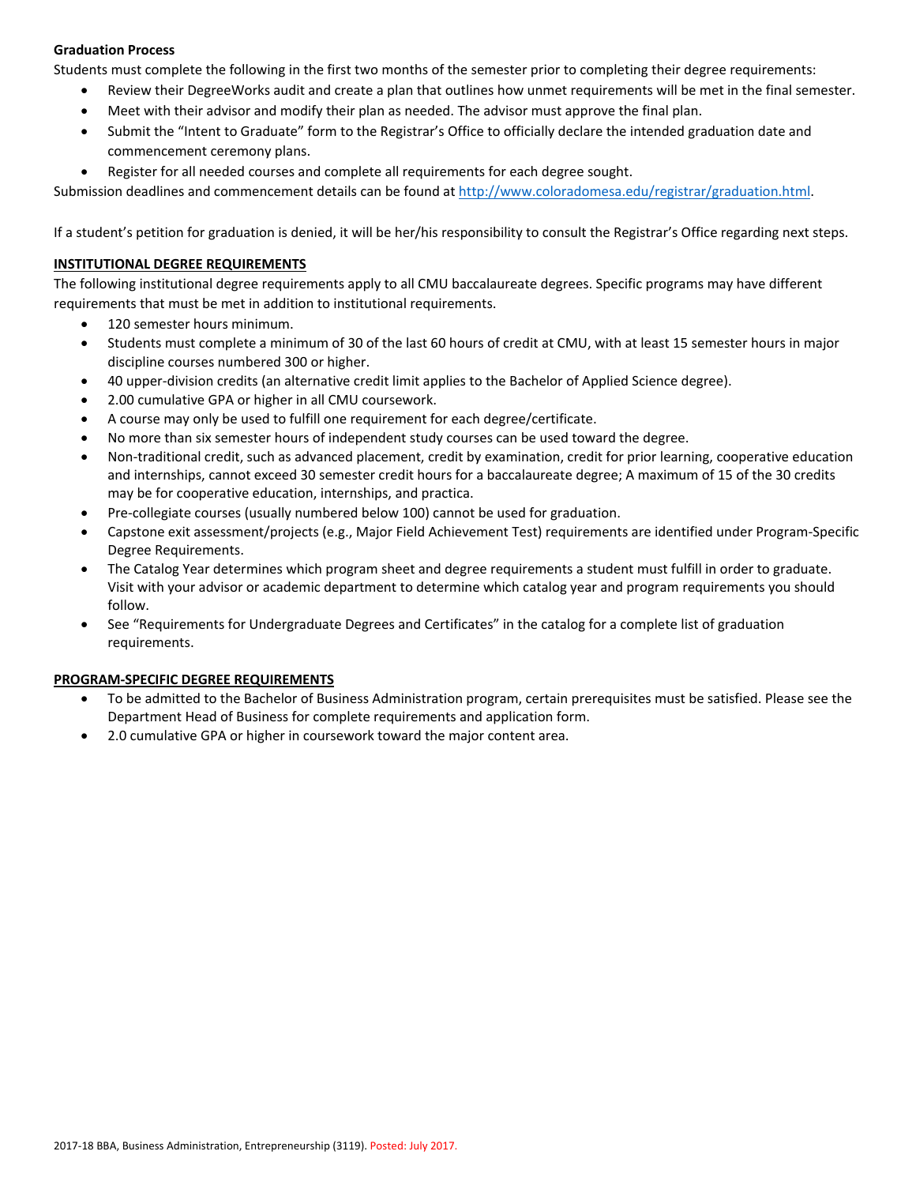**Graduation Process**

Students must complete the following in the first two months of the semester prior to completing their degree requirements:

- Review their DegreeWorks audit and create a plan that outlines how unmet requirements will be met in the final semester.
- Meet with their advisor and modify their plan as needed. The advisor must approve the final plan.
- Submit the "Intent to Graduate" form to the Registrar's Office to officially declare the intended graduation date and commencement ceremony plans.
- Register for all needed courses and complete all requirements for each degree sought.

Submission deadlines and commencement details can be found at http://www.coloradomesa.edu/registrar/graduation.html.

If a student's petition for graduation is denied, it will be her/his responsibility to consult the Registrar's Office regarding next steps.

**INSTITUTIONAL DEGREE REQUIREMENTS**

The following institutional degree requirements apply to all CMU baccalaureate degrees. Specific programs may have different requirements that must be met in addition to institutional requirements.

- 120 semester hours minimum.
- Students must complete a minimum of 30 of the last 60 hours of credit at CMU, with at least 15 semester hours in major discipline courses numbered 300 or higher.
- 40 upper-division credits (an alternative credit limit applies to the Bachelor of Applied Science degree).
- 2.00 cumulative GPA or higher in all CMU coursework.
- A course may only be used to fulfill one requirement for each degree/certificate.
- No more than six semester hours of independent study courses can be used toward the degree.
- Non-traditional credit, such as advanced placement, credit by examination, credit for prior learning, cooperative education and internships, cannot exceed 30 semester credit hours for a baccalaureate degree; A maximum of 15 of the 30 credits may be for cooperative education, internships, and practica.
- Pre-collegiate courses (usually numbered below 100) cannot be used for graduation.
- Capstone exit assessment/projects (e.g., Major Field Achievement Test) requirements are identified under Program-Specific Degree Requirements.
- The Catalog Year determines which program sheet and degree requirements a student must fulfill in order to graduate. Visit with your advisor or academic department to determine which catalog year and program requirements you should follow.
- See "Requirements for Undergraduate Degrees and Certificates" in the catalog for a complete list of graduation requirements.

**PROGRAM-SPECIFIC DEGREE REQUIREMENTS**

- To be admitted to the Bachelor of Business Administration program, certain prerequisites must be satisfied. Please see the Department Head of Business for complete requirements and application form.
- 2.0 cumulative GPA or higher in coursework toward the major content area.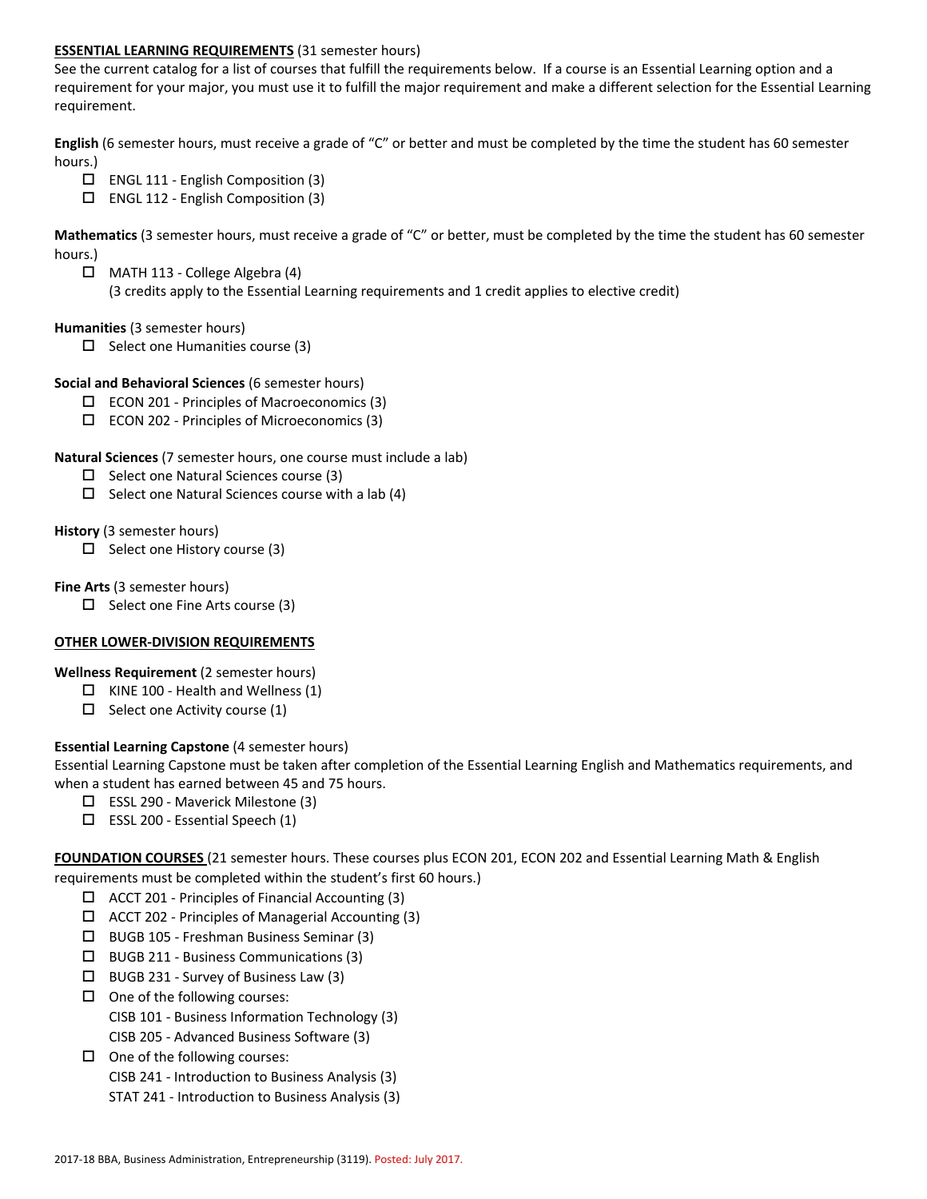**ESSENTIAL LEARNING REQUIREMENTS** (31 semester hours)

See the current catalog for a list of courses that fulfill the requirements below. If a course is an Essential Learning option and a requirement for your major, you must use it to fulfill the major requirement and make a different selection for the Essential Learning requirement.

**English** (6 semester hours, must receive a grade of "C" or better and must be completed by the time the student has 60 semester hours.)

- ☐ ENGL 111 - English Composition (3)
- ☐ ENGL 112 - English Composition (3)

**Mathematics** (3 semester hours, must receive a grade of "C" or better, must be completed by the time the student has 60 semester hours.)

- ☐ MATH 113 - College Algebra (4)
  (3 credits apply to the Essential Learning requirements and 1 credit applies to elective credit)

**Humanities** (3 semester hours)

- ☐ Select one Humanities course (3)

**Social and Behavioral Sciences** (6 semester hours)

- ☐ ECON 201 - Principles of Macroeconomics (3)
- ☐ ECON 202 - Principles of Microeconomics (3)

**Natural Sciences** (7 semester hours, one course must include a lab)

- ☐ Select one Natural Sciences course (3)
- ☐ Select one Natural Sciences course with a lab (4)

**History** (3 semester hours)

- ☐ Select one History course (3)

**Fine Arts** (3 semester hours)

- ☐ Select one Fine Arts course (3)

**OTHER LOWER-DIVISION REQUIREMENTS**

**Wellness Requirement** (2 semester hours)

- ☐ KINE 100 - Health and Wellness (1)
- ☐ Select one Activity course (1)

**Essential Learning Capstone** (4 semester hours)

Essential Learning Capstone must be taken after completion of the Essential Learning English and Mathematics requirements, and when a student has earned between 45 and 75 hours.

- ☐ ESSL 290 - Maverick Milestone (3)
- ☐ ESSL 200 - Essential Speech (1)

**FOUNDATION COURSES** (21 semester hours. These courses plus ECON 201, ECON 202 and Essential Learning Math & English requirements must be completed within the student's first 60 hours.)

- ☐ ACCT 201 - Principles of Financial Accounting (3)
- ☐ ACCT 202 - Principles of Managerial Accounting (3)
- ☐ BUGB 105 - Freshman Business Seminar (3)
- ☐ BUGB 211 - Business Communications (3)
- ☐ BUGB 231 - Survey of Business Law (3)
- ☐ One of the following courses:
  CISB 101 - Business Information Technology (3)
  CISB 205 - Advanced Business Software (3)
- ☐ One of the following courses:
  CISB 241 - Introduction to Business Analysis (3)
  STAT 241 - Introduction to Business Analysis (3)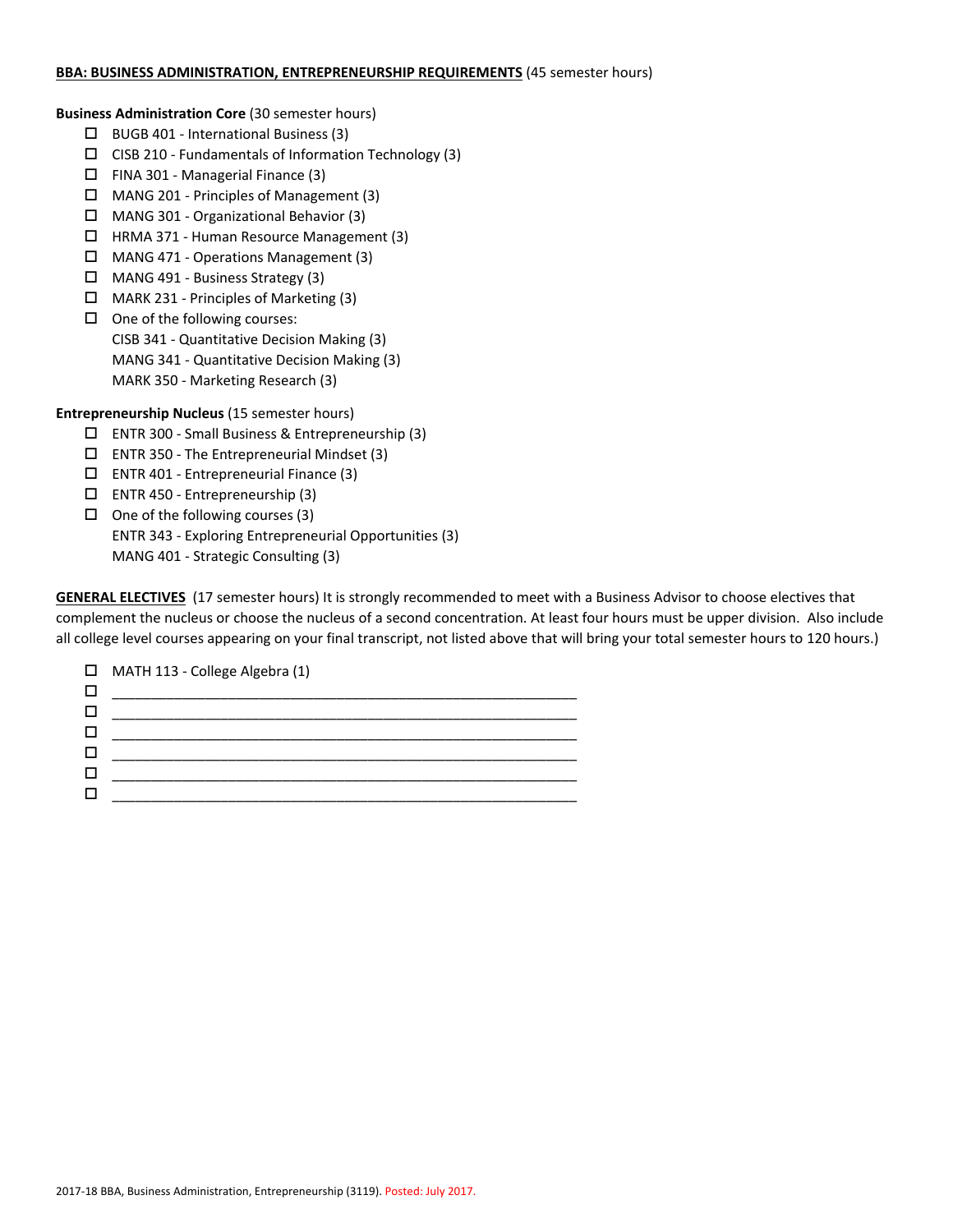**BBA: BUSINESS ADMINISTRATION, ENTREPRENEURSHIP REQUIREMENTS** (45 semester hours)

**Business Administration Core** (30 semester hours)

- ☐ BUGB 401 - International Business (3)
- ☐ CISB 210 - Fundamentals of Information Technology (3)
- ☐ FINA 301 - Managerial Finance (3)
- ☐ MANG 201 - Principles of Management (3)
- ☐ MANG 301 - Organizational Behavior (3)
- ☐ HRMA 371 - Human Resource Management (3)
- ☐ MANG 471 - Operations Management (3)
- ☐ MANG 491 - Business Strategy (3)
- ☐ MARK 231 - Principles of Marketing (3)
- ☐ One of the following courses:
  - CISB 341 - Quantitative Decision Making (3)
  - MANG 341 - Quantitative Decision Making (3)
  - MARK 350 - Marketing Research (3)

**Entrepreneurship Nucleus** (15 semester hours)

- ☐ ENTR 300 - Small Business & Entrepreneurship (3)
- ☐ ENTR 350 - The Entrepreneurial Mindset (3)
- ☐ ENTR 401 - Entrepreneurial Finance (3)
- ☐ ENTR 450 - Entrepreneurship (3)
- ☐ One of the following courses (3)
  - ENTR 343 - Exploring Entrepreneurial Opportunities (3)
  - MANG 401 - Strategic Consulting (3)

**GENERAL ELECTIVES** (17 semester hours) It is strongly recommended to meet with a Business Advisor to choose electives that complement the nucleus or choose the nucleus of a second concentration. At least four hours must be upper division. Also include all college level courses appearing on your final transcript, not listed above that will bring your total semester hours to 120 hours.)

- ☐ MATH 113 - College Algebra (1)
- ☐ ____________________________________________
- ☐ ____________________________________________
- ☐ ____________________________________________
- ☐ ____________________________________________
- ☐ ____________________________________________
- ☐ ____________________________________________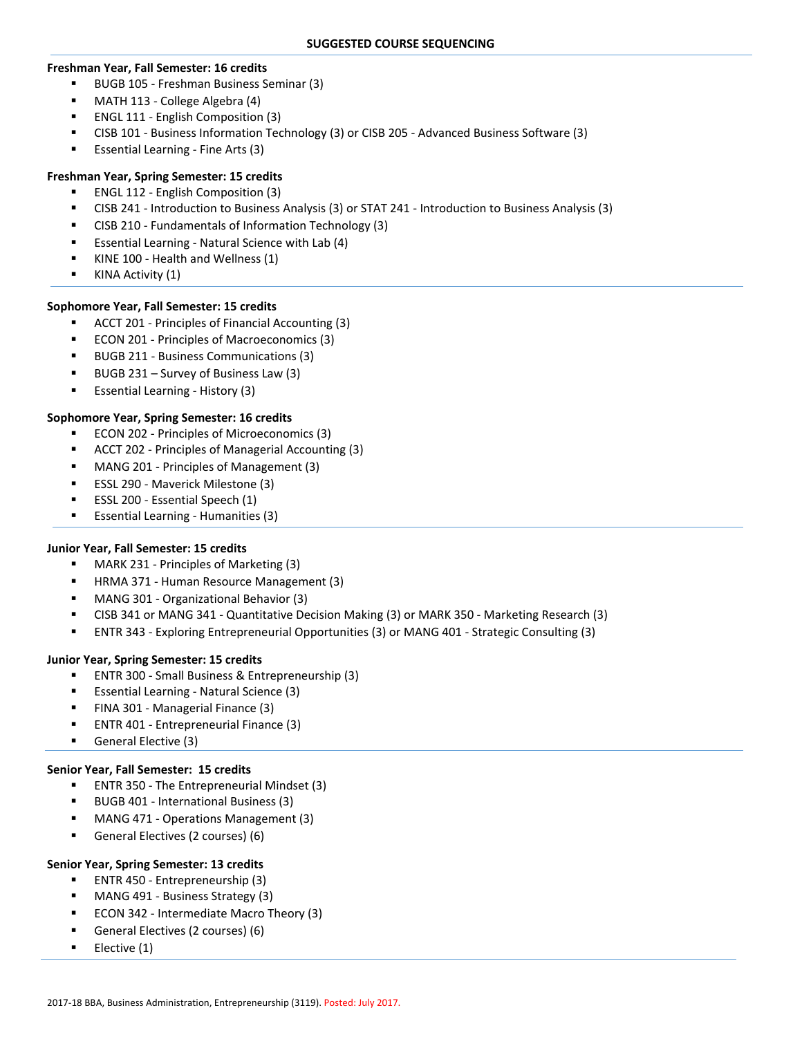## SUGGESTED COURSE SEQUENCING

**Freshman Year, Fall Semester: 16 credits**

- BUGB 105 - Freshman Business Seminar (3)
- MATH 113 - College Algebra (4)
- ENGL 111 - English Composition (3)
- CISB 101 - Business Information Technology (3) or CISB 205 - Advanced Business Software (3)
- Essential Learning - Fine Arts (3)

**Freshman Year, Spring Semester: 15 credits**

- ENGL 112 - English Composition (3)
- CISB 241 - Introduction to Business Analysis (3) or STAT 241 - Introduction to Business Analysis (3)
- CISB 210 - Fundamentals of Information Technology (3)
- Essential Learning - Natural Science with Lab (4)
- KINE 100 - Health and Wellness (1)
- KINA Activity (1)

**Sophomore Year, Fall Semester: 15 credits**

- ACCT 201 - Principles of Financial Accounting (3)
- ECON 201 - Principles of Macroeconomics (3)
- BUGB 211 - Business Communications (3)
- BUGB 231 – Survey of Business Law (3)
- Essential Learning - History (3)

**Sophomore Year, Spring Semester: 16 credits**

- ECON 202 - Principles of Microeconomics (3)
- ACCT 202 - Principles of Managerial Accounting (3)
- MANG 201 - Principles of Management (3)
- ESSL 290 - Maverick Milestone (3)
- ESSL 200 - Essential Speech (1)
- Essential Learning - Humanities (3)

**Junior Year, Fall Semester: 15 credits**

- MARK 231 - Principles of Marketing (3)
- HRMA 371 - Human Resource Management (3)
- MANG 301 - Organizational Behavior (3)
- CISB 341 or MANG 341 - Quantitative Decision Making (3) or MARK 350 - Marketing Research (3)
- ENTR 343 - Exploring Entrepreneurial Opportunities (3) or MANG 401 - Strategic Consulting (3)

**Junior Year, Spring Semester: 15 credits**

- ENTR 300 - Small Business & Entrepreneurship (3)
- Essential Learning - Natural Science (3)
- FINA 301 - Managerial Finance (3)
- ENTR 401 - Entrepreneurial Finance (3)
- General Elective (3)

**Senior Year, Fall Semester: 15 credits**

- ENTR 350 - The Entrepreneurial Mindset (3)
- BUGB 401 - International Business (3)
- MANG 471 - Operations Management (3)
- General Electives (2 courses) (6)

**Senior Year, Spring Semester: 13 credits**

- ENTR 450 - Entrepreneurship (3)
- MANG 491 - Business Strategy (3)
- ECON 342 - Intermediate Macro Theory (3)
- General Electives (2 courses) (6)
- Elective (1)

2017-18 BBA, Business Administration, Entrepreneurship (3119). Posted: July 2017.